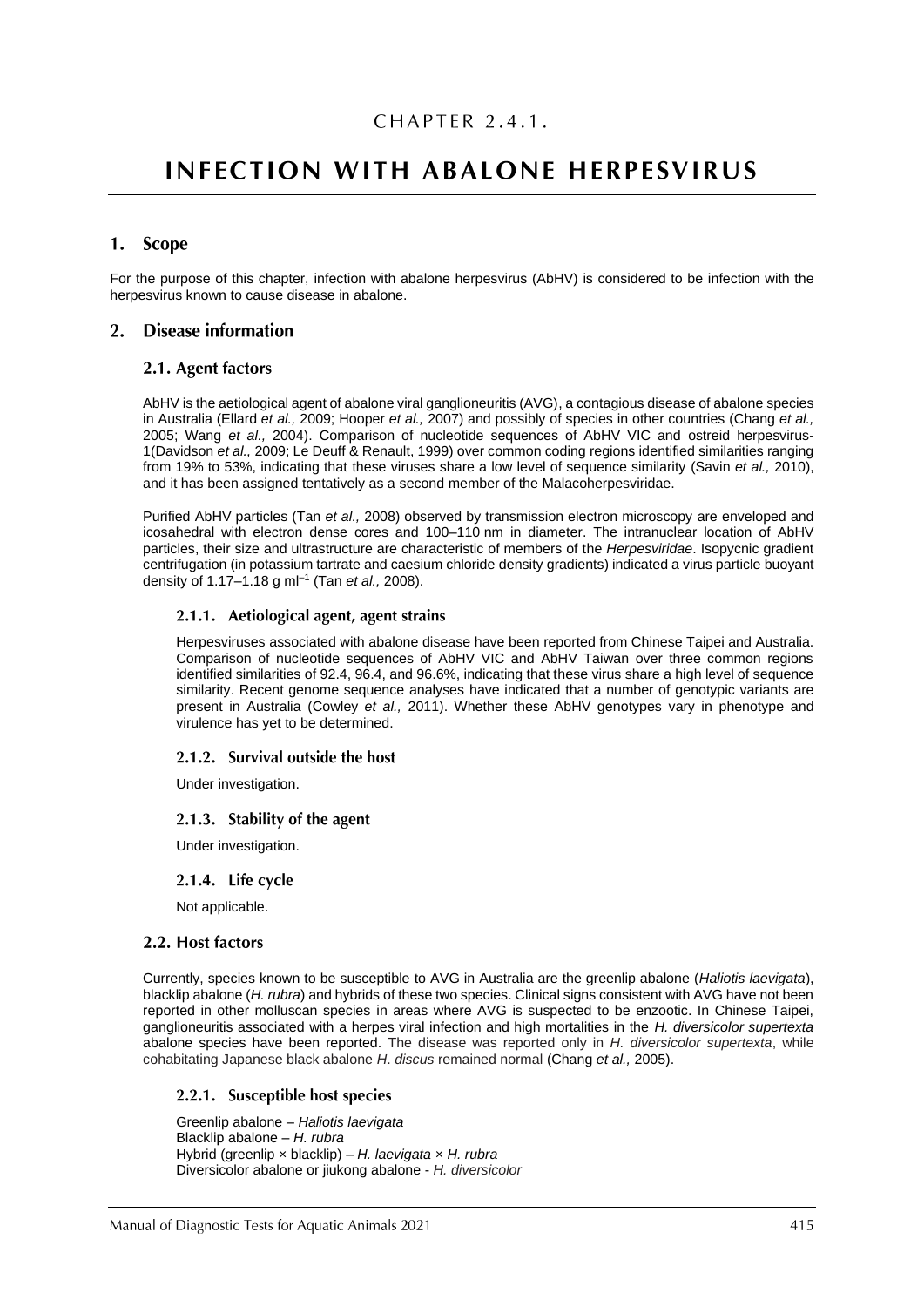CHAPTER 2.4.1.

# INFECTION WITH ABALONE HERPESVIRUS

## 1. Scope

For the purpose of this chapter, infection with abalone herpesvirus (AbHV) is considered to be infection with the herpesvirus known to cause disease in abalone.

## 2. Disease information

### 2.1. Agent factors

AbHV is the aetiological agent of abalone viral ganglioneuritis (AVG), a contagious disease of abalone species in Australia (Ellard *et al.,* 2009; Hooper *et al.,* 2007) and possibly of species in other countries (Chang *et al.,* 2005; Wang *et al.,* 2004). Comparison of nucleotide sequences of AbHV VIC and ostreid herpesvirus-1(Davidson *et al.,* 2009; Le Deuff & Renault, 1999) over common coding regions identified similarities ranging from 19% to 53%, indicating that these viruses share a low level of sequence similarity (Savin *et al.,* 2010), and it has been assigned tentatively as a second member of the Malacoherpesviridae.

Purified AbHV particles (Tan *et al.,* 2008) observed by transmission electron microscopy are enveloped and icosahedral with electron dense cores and 100–110 nm in diameter. The intranuclear location of AbHV particles, their size and ultrastructure are characteristic of members of the *Herpesviridae*. Isopycnic gradient centrifugation (in potassium tartrate and caesium chloride density gradients) indicated a virus particle buoyant density of 1.17–1.18 g $ml^{-1}$ (Tan *et al.,* 2008).

#### 2.1.1. Aetiological agent, agent strains

Herpesviruses associated with abalone disease have been reported from Chinese Taipei and Australia. Comparison of nucleotide sequences of AbHV VIC and AbHV Taiwan over three common regions identified similarities of 92.4, 96.4, and 96.6%, indicating that these virus share a high level of sequence similarity. Recent genome sequence analyses have indicated that a number of genotypic variants are present in Australia (Cowley *et al.,* 2011). Whether these AbHV genotypes vary in phenotype and virulence has yet to be determined.

#### 2.1.2. Survival outside the host

Under investigation.

#### 2.1.3. Stability of the agent

Under investigation.

#### 2.1.4. Life cycle

Not applicable.

### 2.2. Host factors

Currently, species known to be susceptible to AVG in Australia are the greenlip abalone (*Haliotis laevigata*), blacklip abalone (*H. rubra*) and hybrids of these two species. Clinical signs consistent with AVG have not been reported in other molluscan species in areas where AVG is suspected to be enzootic. In Chinese Taipei, ganglioneuritis associated with a herpes viral infection and high mortalities in the *H. diversicolor supertexta* abalone species have been reported. The disease was reported only in *H. diversicolor supertexta*, while cohabitating Japanese black abalone *H. discus* remained normal (Chang *et al.,* 2005).

#### 2.2.1. Susceptible host species

Greenlip abalone – *Haliotis laevigata*
Blacklip abalone – *H. rubra*
Hybrid (greenlip × blacklip) – *H. laevigata* × *H. rubra*
Diversicolor abalone or jiukong abalone - *H. diversicolor*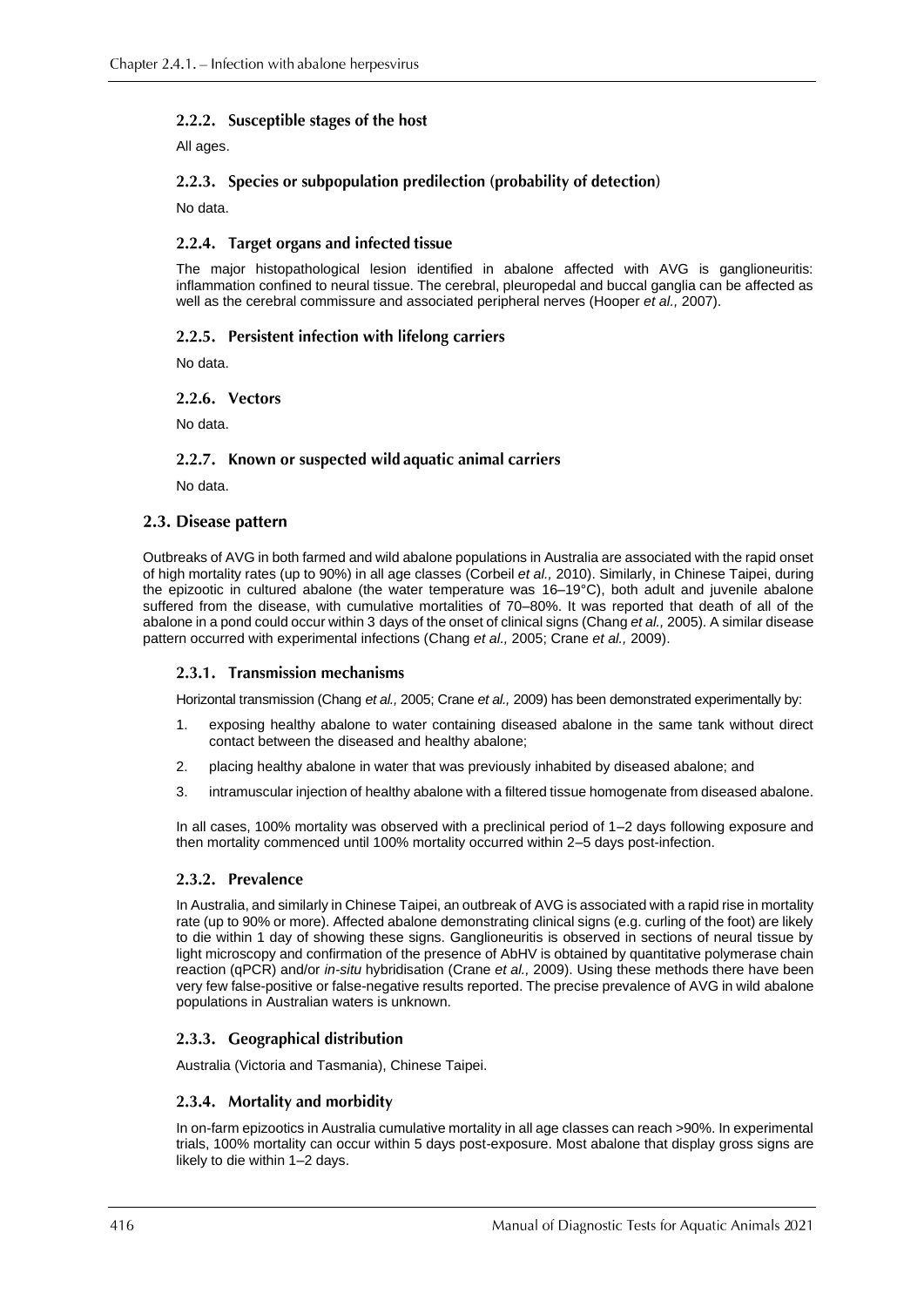### 2.2.2. Susceptible stages of the host

All ages.

### 2.2.3. Species or subpopulation predilection (probability of detection)

No data.

### 2.2.4. Target organs and infected tissue

The major histopathological lesion identified in abalone affected with AVG is ganglioneuritis: inflammation confined to neural tissue. The cerebral, pleuropedal and buccal ganglia can be affected as well as the cerebral commissure and associated peripheral nerves (Hooper *et al.,* 2007).

### 2.2.5. Persistent infection with lifelong carriers

No data.

### 2.2.6. Vectors

No data.

### 2.2.7. Known or suspected wild aquatic animal carriers

No data.

## 2.3. Disease pattern

Outbreaks of AVG in both farmed and wild abalone populations in Australia are associated with the rapid onset of high mortality rates (up to 90%) in all age classes (Corbeil *et al.,* 2010). Similarly, in Chinese Taipei, during the epizootic in cultured abalone (the water temperature was 16–19°C), both adult and juvenile abalone suffered from the disease, with cumulative mortalities of 70–80%. It was reported that death of all of the abalone in a pond could occur within 3 days of the onset of clinical signs (Chang *et al.,* 2005). A similar disease pattern occurred with experimental infections (Chang *et al.,* 2005; Crane *et al.,* 2009).

### 2.3.1. Transmission mechanisms

Horizontal transmission (Chang *et al.,* 2005; Crane *et al.,* 2009) has been demonstrated experimentally by:

1. exposing healthy abalone to water containing diseased abalone in the same tank without direct contact between the diseased and healthy abalone;
2. placing healthy abalone in water that was previously inhabited by diseased abalone; and
3. intramuscular injection of healthy abalone with a filtered tissue homogenate from diseased abalone.

In all cases, 100% mortality was observed with a preclinical period of 1–2 days following exposure and then mortality commenced until 100% mortality occurred within 2–5 days post-infection.

### 2.3.2. Prevalence

In Australia, and similarly in Chinese Taipei, an outbreak of AVG is associated with a rapid rise in mortality rate (up to 90% or more). Affected abalone demonstrating clinical signs (e.g. curling of the foot) are likely to die within 1 day of showing these signs. Ganglioneuritis is observed in sections of neural tissue by light microscopy and confirmation of the presence of AbHV is obtained by quantitative polymerase chain reaction (qPCR) and/or *in-situ* hybridisation (Crane *et al.,* 2009). Using these methods there have been very few false-positive or false-negative results reported. The precise prevalence of AVG in wild abalone populations in Australian waters is unknown.

### 2.3.3. Geographical distribution

Australia (Victoria and Tasmania), Chinese Taipei.

### 2.3.4. Mortality and morbidity

In on-farm epizootics in Australia cumulative mortality in all age classes can reach >90%. In experimental trials, 100% mortality can occur within 5 days post-exposure. Most abalone that display gross signs are likely to die within 1–2 days.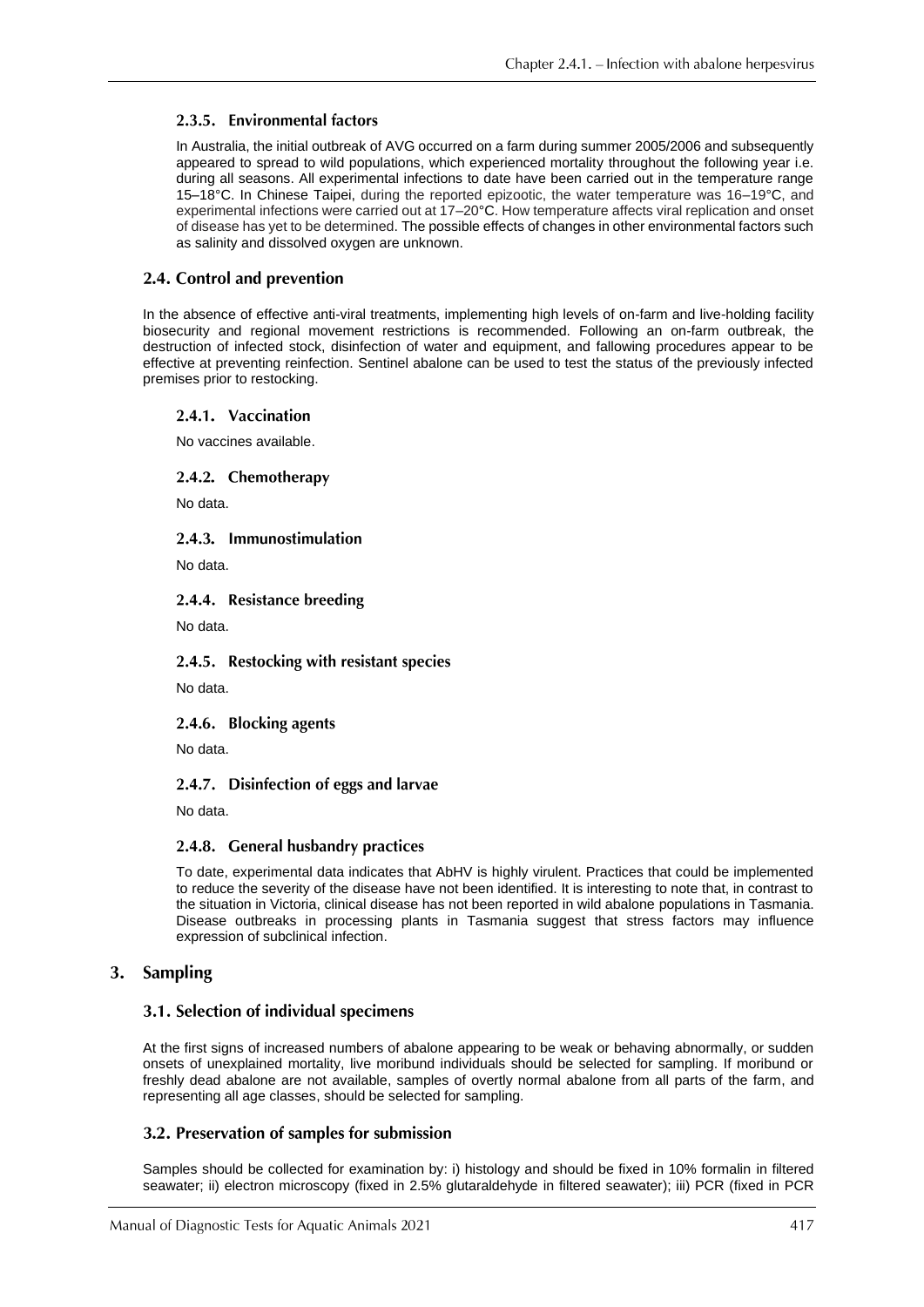### 2.3.5. Environmental factors

In Australia, the initial outbreak of AVG occurred on a farm during summer 2005/2006 and subsequently appeared to spread to wild populations, which experienced mortality throughout the following year i.e. during all seasons. All experimental infections to date have been carried out in the temperature range 15–18°C. In Chinese Taipei, during the reported epizootic, the water temperature was 16–19°C, and experimental infections were carried out at 17–20°C. How temperature affects viral replication and onset of disease has yet to be determined. The possible effects of changes in other environmental factors such as salinity and dissolved oxygen are unknown.

## 2.4. Control and prevention

In the absence of effective anti-viral treatments, implementing high levels of on-farm and live-holding facility biosecurity and regional movement restrictions is recommended. Following an on-farm outbreak, the destruction of infected stock, disinfection of water and equipment, and fallowing procedures appear to be effective at preventing reinfection. Sentinel abalone can be used to test the status of the previously infected premises prior to restocking.

### 2.4.1. Vaccination

No vaccines available.

### 2.4.2. Chemotherapy

No data.

### 2.4.3. Immunostimulation

No data.

### 2.4.4. Resistance breeding

No data.

### 2.4.5. Restocking with resistant species

No data.

### 2.4.6. Blocking agents

No data.

### 2.4.7. Disinfection of eggs and larvae

No data.

### 2.4.8. General husbandry practices

To date, experimental data indicates that AbHV is highly virulent. Practices that could be implemented to reduce the severity of the disease have not been identified. It is interesting to note that, in contrast to the situation in Victoria, clinical disease has not been reported in wild abalone populations in Tasmania. Disease outbreaks in processing plants in Tasmania suggest that stress factors may influence expression of subclinical infection.

# 3. Sampling

## 3.1. Selection of individual specimens

At the first signs of increased numbers of abalone appearing to be weak or behaving abnormally, or sudden onsets of unexplained mortality, live moribund individuals should be selected for sampling. If moribund or freshly dead abalone are not available, samples of overtly normal abalone from all parts of the farm, and representing all age classes, should be selected for sampling.

## 3.2. Preservation of samples for submission

Samples should be collected for examination by: i) histology and should be fixed in 10% formalin in filtered seawater; ii) electron microscopy (fixed in 2.5% glutaraldehyde in filtered seawater); iii) PCR (fixed in PCR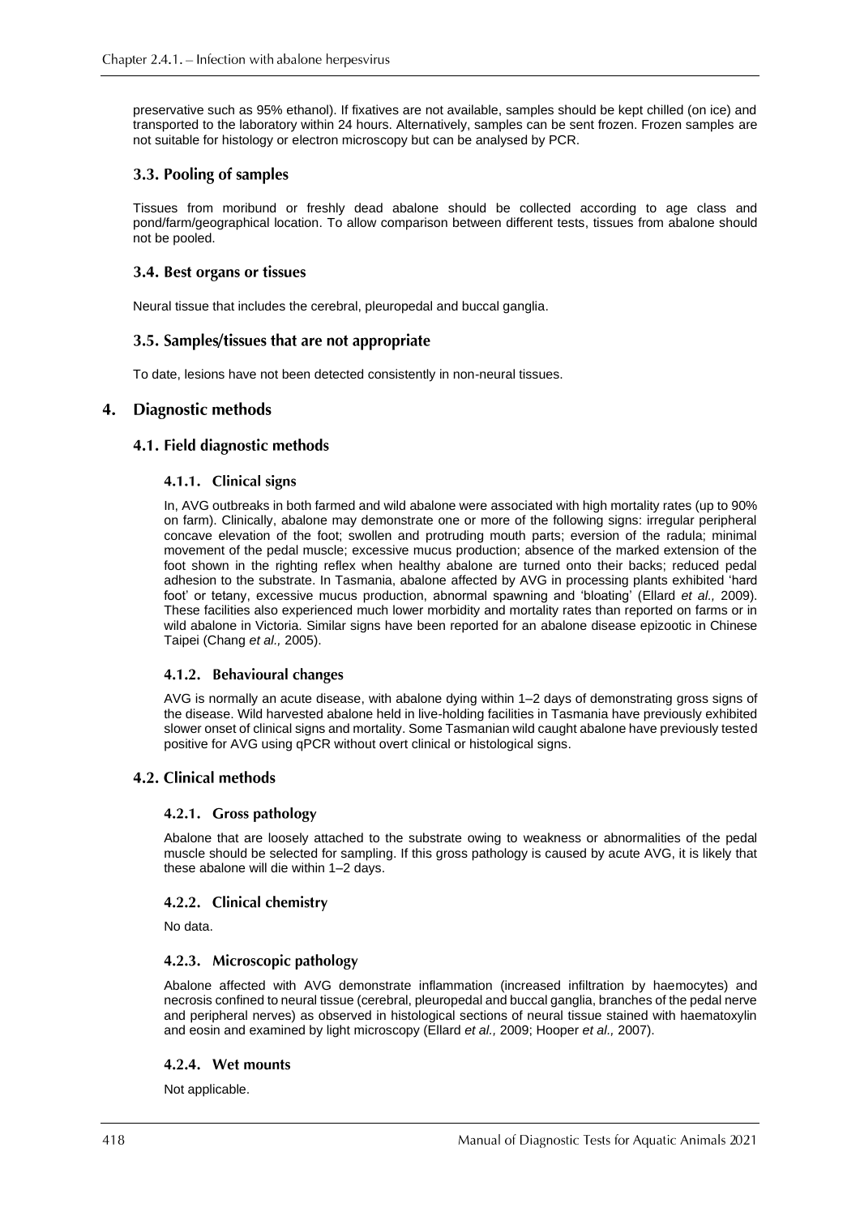preservative such as 95% ethanol). If fixatives are not available, samples should be kept chilled (on ice) and transported to the laboratory within 24 hours. Alternatively, samples can be sent frozen. Frozen samples are not suitable for histology or electron microscopy but can be analysed by PCR.

### 3.3. Pooling of samples

Tissues from moribund or freshly dead abalone should be collected according to age class and pond/farm/geographical location. To allow comparison between different tests, tissues from abalone should not be pooled.

### 3.4. Best organs or tissues

Neural tissue that includes the cerebral, pleuropedal and buccal ganglia.

### 3.5. Samples/tissues that are not appropriate

To date, lesions have not been detected consistently in non-neural tissues.

## 4. Diagnostic methods

### 4.1. Field diagnostic methods

#### 4.1.1. Clinical signs

In, AVG outbreaks in both farmed and wild abalone were associated with high mortality rates (up to 90% on farm). Clinically, abalone may demonstrate one or more of the following signs: irregular peripheral concave elevation of the foot; swollen and protruding mouth parts; eversion of the radula; minimal movement of the pedal muscle; excessive mucus production; absence of the marked extension of the foot shown in the righting reflex when healthy abalone are turned onto their backs; reduced pedal adhesion to the substrate. In Tasmania, abalone affected by AVG in processing plants exhibited 'hard foot' or tetany, excessive mucus production, abnormal spawning and 'bloating' (Ellard *et al.,* 2009). These facilities also experienced much lower morbidity and mortality rates than reported on farms or in wild abalone in Victoria. Similar signs have been reported for an abalone disease epizootic in Chinese Taipei (Chang *et al.,* 2005).

#### 4.1.2. Behavioural changes

AVG is normally an acute disease, with abalone dying within 1–2 days of demonstrating gross signs of the disease. Wild harvested abalone held in live-holding facilities in Tasmania have previously exhibited slower onset of clinical signs and mortality. Some Tasmanian wild caught abalone have previously tested positive for AVG using qPCR without overt clinical or histological signs.

### 4.2. Clinical methods

#### 4.2.1. Gross pathology

Abalone that are loosely attached to the substrate owing to weakness or abnormalities of the pedal muscle should be selected for sampling. If this gross pathology is caused by acute AVG, it is likely that these abalone will die within 1–2 days.

#### 4.2.2. Clinical chemistry

No data.

#### 4.2.3. Microscopic pathology

Abalone affected with AVG demonstrate inflammation (increased infiltration by haemocytes) and necrosis confined to neural tissue (cerebral, pleuropedal and buccal ganglia, branches of the pedal nerve and peripheral nerves) as observed in histological sections of neural tissue stained with haematoxylin and eosin and examined by light microscopy (Ellard *et al.,* 2009; Hooper *et al.,* 2007).

#### 4.2.4. Wet mounts

Not applicable.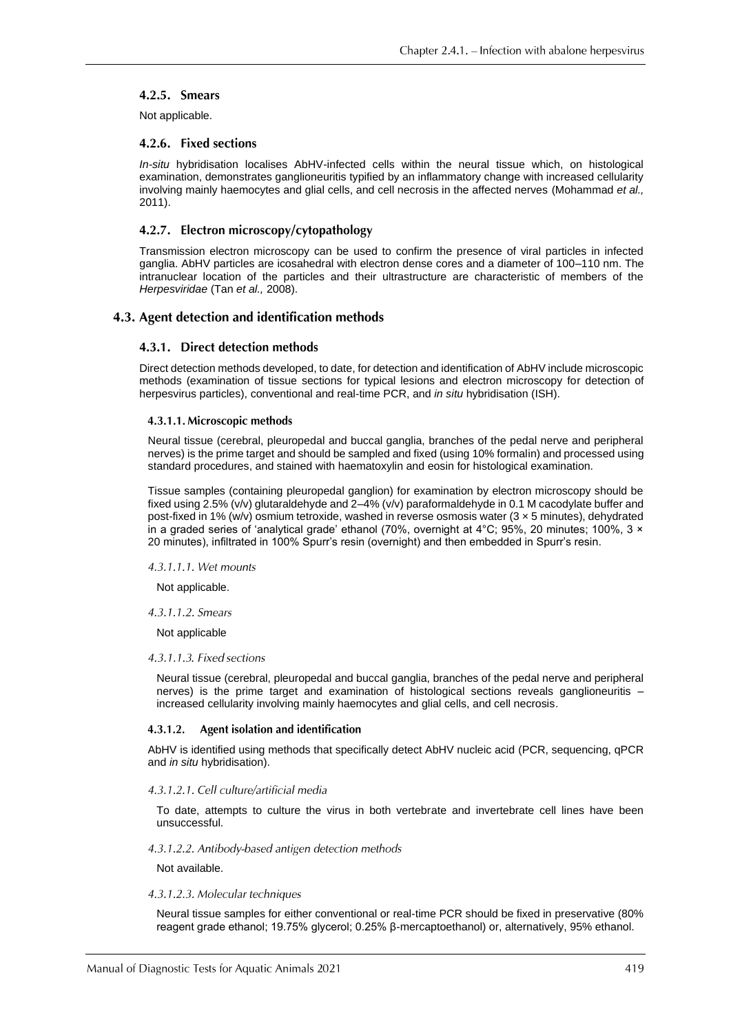#### 4.2.5. Smears

Not applicable.

#### 4.2.6. Fixed sections

*In-situ* hybridisation localises AbHV-infected cells within the neural tissue which, on histological examination, demonstrates ganglioneuritis typified by an inflammatory change with increased cellularity involving mainly haemocytes and glial cells, and cell necrosis in the affected nerves (Mohammad *et al.,* 2011).

#### 4.2.7. Electron microscopy/cytopathology

Transmission electron microscopy can be used to confirm the presence of viral particles in infected ganglia. AbHV particles are icosahedral with electron dense cores and a diameter of 100–110 nm. The intranuclear location of the particles and their ultrastructure are characteristic of members of the *Herpesviridae* (Tan *et al.,* 2008).

### 4.3. Agent detection and identification methods

#### 4.3.1. Direct detection methods

Direct detection methods developed, to date, for detection and identification of AbHV include microscopic methods (examination of tissue sections for typical lesions and electron microscopy for detection of herpesvirus particles), conventional and real-time PCR, and *in situ* hybridisation (ISH).

##### 4.3.1.1. Microscopic methods

Neural tissue (cerebral, pleuropedal and buccal ganglia, branches of the pedal nerve and peripheral nerves) is the prime target and should be sampled and fixed (using 10% formalin) and processed using standard procedures, and stained with haematoxylin and eosin for histological examination.

Tissue samples (containing pleuropedal ganglion) for examination by electron microscopy should be fixed using 2.5% (v/v) glutaraldehyde and 2–4% (v/v) paraformaldehyde in 0.1 M cacodylate buffer and post-fixed in 1% (w/v) osmium tetroxide, washed in reverse osmosis water (3 × 5 minutes), dehydrated in a graded series of 'analytical grade' ethanol (70%, overnight at 4°C; 95%, 20 minutes; 100%, 3 × 20 minutes), infiltrated in 100% Spurr's resin (overnight) and then embedded in Spurr's resin.

*4.3.1.1.1. Wet mounts*

Not applicable.

*4.3.1.1.2. Smears*

Not applicable

*4.3.1.1.3. Fixed sections*

Neural tissue (cerebral, pleuropedal and buccal ganglia, branches of the pedal nerve and peripheral nerves) is the prime target and examination of histological sections reveals ganglioneuritis – increased cellularity involving mainly haemocytes and glial cells, and cell necrosis.

##### 4.3.1.2. Agent isolation and identification

AbHV is identified using methods that specifically detect AbHV nucleic acid (PCR, sequencing, qPCR and *in situ* hybridisation).

*4.3.1.2.1. Cell culture/artificial media*

To date, attempts to culture the virus in both vertebrate and invertebrate cell lines have been unsuccessful.

*4.3.1.2.2. Antibody-based antigen detection methods*

Not available.

*4.3.1.2.3. Molecular techniques*

Neural tissue samples for either conventional or real-time PCR should be fixed in preservative (80% reagent grade ethanol; 19.75% glycerol; 0.25% β-mercaptoethanol) or, alternatively, 95% ethanol.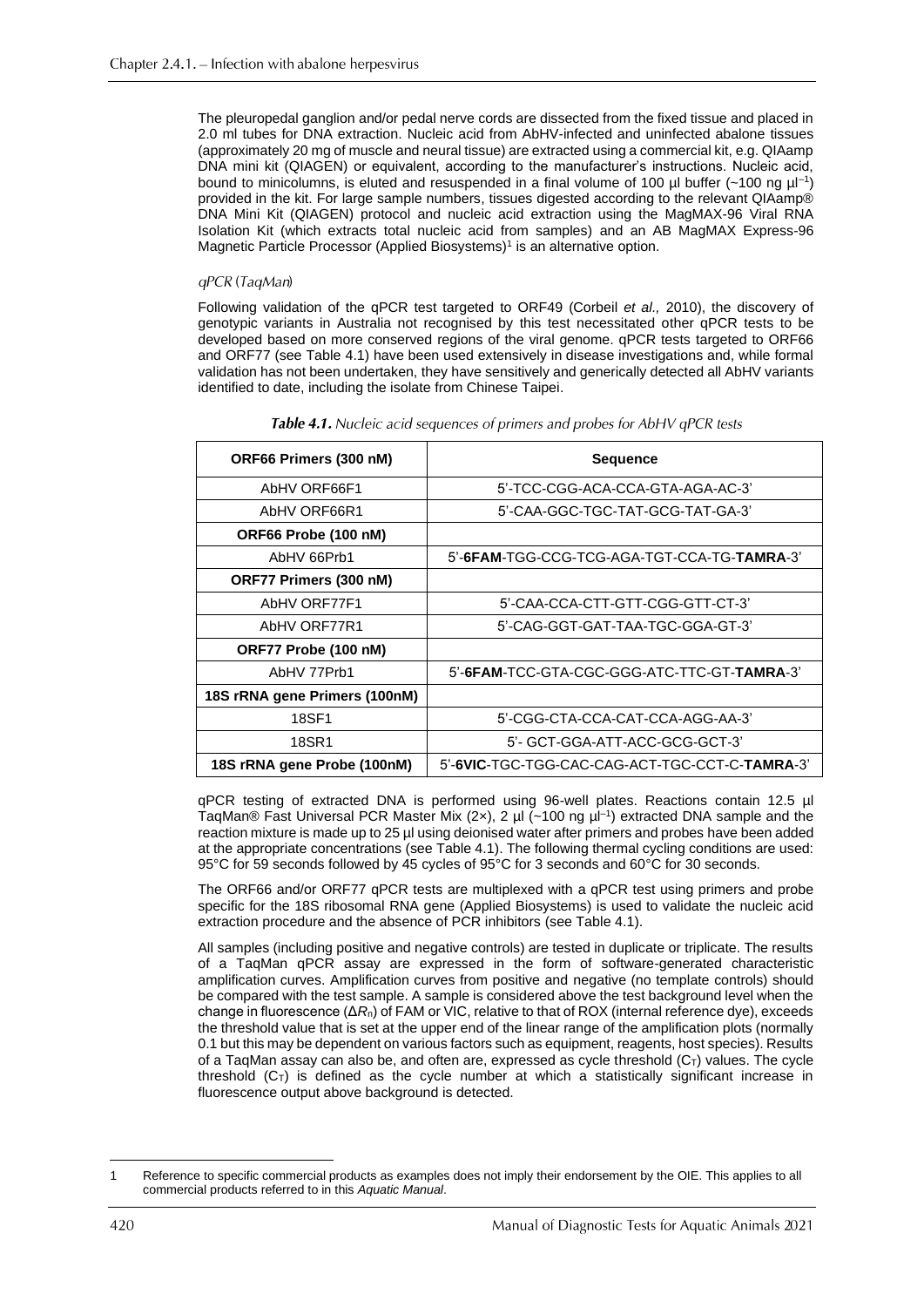The pleuropedal ganglion and/or pedal nerve cords are dissected from the fixed tissue and placed in 2.0 ml tubes for DNA extraction. Nucleic acid from AbHV-infected and uninfected abalone tissues (approximately 20 mg of muscle and neural tissue) are extracted using a commercial kit, e.g. QIAamp DNA mini kit (QIAGEN) or equivalent, according to the manufacturer's instructions. Nucleic acid, bound to minicolumns, is eluted and resuspended in a final volume of 100 µl buffer (~100 ng $\mu l^{-1}$) provided in the kit. For large sample numbers, tissues digested according to the relevant QIAamp® DNA Mini Kit (QIAGEN) protocol and nucleic acid extraction using the MagMAX-96 Viral RNA Isolation Kit (which extracts total nucleic acid from samples) and an AB MagMAX Express-96 Magnetic Particle Processor (Applied Biosystems)[1] is an alternative option.

*qPCR (TaqMan)*

Following validation of the qPCR test targeted to ORF49 (Corbeil *et al.,* 2010), the discovery of genotypic variants in Australia not recognised by this test necessitated other qPCR tests to be developed based on more conserved regions of the viral genome. qPCR tests targeted to ORF66 and ORF77 (see Table 4.1) have been used extensively in disease investigations and, while formal validation has not been undertaken, they have sensitively and generically detected all AbHV variants identified to date, including the isolate from Chinese Taipei.

***Table 4.1.*** *Nucleic acid sequences of primers and probes for AbHV qPCR tests*

| ORF66 Primers (300 nM) | Sequence |
|---|---|
| AbHV ORF66F1 | 5'-TCC-CGG-ACA-CCA-GTA-AGA-AC-3' |
| AbHV ORF66R1 | 5'-CAA-GGC-TGC-TAT-GCG-TAT-GA-3' |
| **ORF66 Probe (100 nM)** | |
| AbHV 66Prb1 | 5'-**6FAM**-TGG-CCG-TCG-AGA-TGT-CCA-TG-**TAMRA**-3' |
| **ORF77 Primers (300 nM)** | |
| AbHV ORF77F1 | 5'-CAA-CCA-CTT-GTT-CGG-GTT-CT-3' |
| AbHV ORF77R1 | 5'-CAG-GGT-GAT-TAA-TGC-GGA-GT-3' |
| **ORF77 Probe (100 nM)** | |
| AbHV 77Prb1 | 5'-**6FAM**-TCC-GTA-CGC-GGG-ATC-TTC-GT-**TAMRA**-3' |
| **18S rRNA gene Primers (100nM)** | |
| 18SF1 | 5'-CGG-CTA-CCA-CAT-CCA-AGG-AA-3' |
| 18SR1 | 5'- GCT-GGA-ATT-ACC-GCG-GCT-3' |
| **18S rRNA gene Probe (100nM)** | 5'-**6VIC**-TGC-TGG-CAC-CAG-ACT-TGC-CCT-C-**TAMRA**-3' |

qPCR testing of extracted DNA is performed using 96-well plates. Reactions contain 12.5 µl TaqMan® Fast Universal PCR Master Mix (2×), 2 µl (~100 ng $\mu l^{-1}$) extracted DNA sample and the reaction mixture is made up to 25 µl using deionised water after primers and probes have been added at the appropriate concentrations (see Table 4.1). The following thermal cycling conditions are used: 95°C for 59 seconds followed by 45 cycles of 95°C for 3 seconds and 60°C for 30 seconds.

The ORF66 and/or ORF77 qPCR tests are multiplexed with a qPCR test using primers and probe specific for the 18S ribosomal RNA gene (Applied Biosystems) is used to validate the nucleic acid extraction procedure and the absence of PCR inhibitors (see Table 4.1).

All samples (including positive and negative controls) are tested in duplicate or triplicate. The results of a TaqMan qPCR assay are expressed in the form of software-generated characteristic amplification curves. Amplification curves from positive and negative (no template controls) should be compared with the test sample. A sample is considered above the test background level when the change in fluorescence ($\Delta R_n$) of FAM or VIC, relative to that of ROX (internal reference dye), exceeds the threshold value that is set at the upper end of the linear range of the amplification plots (normally 0.1 but this may be dependent on various factors such as equipment, reagents, host species). Results of a TaqMan assay can also be, and often are, expressed as cycle threshold ($C_T$) values. The cycle threshold ($C_T$) is defined as the cycle number at which a statistically significant increase in fluorescence output above background is detected.

---

1 Reference to specific commercial products as examples does not imply their endorsement by the OIE. This applies to all commercial products referred to in this *Aquatic Manual*.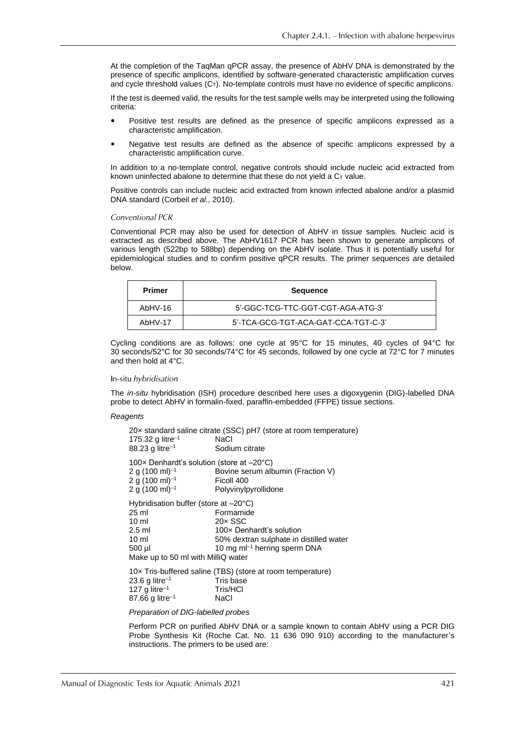At the completion of the TaqMan qPCR assay, the presence of AbHV DNA is demonstrated by the presence of specific amplicons, identified by software-generated characteristic amplification curves and cycle threshold values ($C_T$). No-template controls must have no evidence of specific amplicons.

If the test is deemed valid, the results for the test sample wells may be interpreted using the following criteria:

- Positive test results are defined as the presence of specific amplicons expressed as a characteristic amplification.
- Negative test results are defined as the absence of specific amplicons expressed by a characteristic amplification curve.

In addition to a no-template control, negative controls should include nucleic acid extracted from known uninfected abalone to determine that these do not yield a $C_T$ value.

Positive controls can include nucleic acid extracted from known infected abalone and/or a plasmid DNA standard (Corbeil *et al.,* 2010).

#### *Conventional PCR*

Conventional PCR may also be used for detection of AbHV in tissue samples. Nucleic acid is extracted as described above. The AbHV1617 PCR has been shown to generate amplicons of various length (522bp to 588bp) depending on the AbHV isolate. Thus it is potentially useful for epidemiological studies and to confirm positive qPCR results. The primer sequences are detailed below.

| Primer | Sequence |
|---|---|
| AbHV-16 | 5'-GGC-TCG-TTC-GGT-CGT-AGA-ATG-3' |
| AbHV-17 | 5'-TCA-GCG-TGT-ACA-GAT-CCA-TGT-C-3' |

Cycling conditions are as follows: one cycle at 95°C for 15 minutes, 40 cycles of 94°C for 30 seconds/52°C for 30 seconds/74°C for 45 seconds, followed by one cycle at 72°C for 7 minutes and then hold at 4°C.

#### In-situ *hybridisation*

The *in-situ* hybridisation (ISH) procedure described here uses a digoxygenin (DIG)-labelled DNA probe to detect AbHV in formalin-fixed, paraffin-embedded (FFPE) tissue sections.

*Reagents*

20× standard saline citrate (SSC) pH7 (store at room temperature)
175.32 g litre$^{-1}$ NaCl
88.23 g litre$^{-1}$ Sodium citrate

100× Denhardt's solution (store at –20°C)
2 g (100 ml)$^{-1}$ Bovine serum albumin (Fraction V)
2 g (100 ml)$^{-1}$ Ficoll 400
2 g (100 ml)$^{-1}$ Polyvinylpyrollidone

Hybridisation buffer (store at –20°C)
25 ml Formamide
10 ml 20× SSC
2.5 ml 100× Denhardt's solution
10 ml 50% dextran sulphate in distilled water
500 µl 10 mg ml$^{-1}$ herring sperm DNA
Make up to 50 ml with MilliQ water

10× Tris-buffered saline (TBS) (store at room temperature)
23.6 g litre$^{-1}$ Tris base
127 g litre$^{-1}$ Tris/HCl
87.66 g litre$^{-1}$ NaCl

*Preparation of DIG-labelled probes*

Perform PCR on purified AbHV DNA or a sample known to contain AbHV using a PCR DIG Probe Synthesis Kit (Roche Cat. No. 11 636 090 910) according to the manufacturer's instructions. The primers to be used are: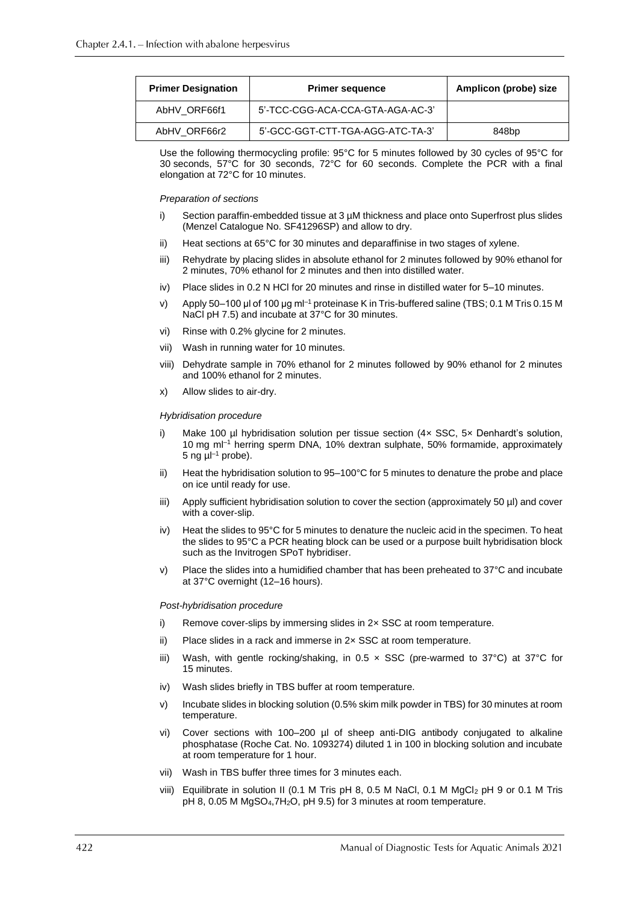| Primer Designation | Primer sequence | Amplicon (probe) size |
|---|---|---|
| AbHV_ORF66f1 | 5'-TCC-CGG-ACA-CCA-GTA-AGA-AC-3' | |
| AbHV_ORF66r2 | 5'-GCC-GGT-CTT-TGA-AGG-ATC-TA-3' | 848bp |

Use the following thermocycling profile: 95°C for 5 minutes followed by 30 cycles of 95°C for 30 seconds, 57°C for 30 seconds, 72°C for 60 seconds. Complete the PCR with a final elongation at 72°C for 10 minutes.

*Preparation of sections*

i) Section paraffin-embedded tissue at 3 µM thickness and place onto Superfrost plus slides (Menzel Catalogue No. SF41296SP) and allow to dry.

ii) Heat sections at 65°C for 30 minutes and deparaffinise in two stages of xylene.

iii) Rehydrate by placing slides in absolute ethanol for 2 minutes followed by 90% ethanol for 2 minutes, 70% ethanol for 2 minutes and then into distilled water.

iv) Place slides in 0.2 N HCl for 20 minutes and rinse in distilled water for 5–10 minutes.

v) Apply 50–100 µl of 100 µg $ml^{-1}$ proteinase K in Tris-buffered saline (TBS; 0.1 M Tris 0.15 M NaCl pH 7.5) and incubate at 37°C for 30 minutes.

vi) Rinse with 0.2% glycine for 2 minutes.

vii) Wash in running water for 10 minutes.

viii) Dehydrate sample in 70% ethanol for 2 minutes followed by 90% ethanol for 2 minutes and 100% ethanol for 2 minutes.

x) Allow slides to air-dry.

*Hybridisation procedure*

i) Make 100 µl hybridisation solution per tissue section (4× SSC, 5× Denhardt's solution, 10 mg $ml^{-1}$ herring sperm DNA, 10% dextran sulphate, 50% formamide, approximately 5 ng $\mu l^{-1}$ probe).

ii) Heat the hybridisation solution to 95–100°C for 5 minutes to denature the probe and place on ice until ready for use.

iii) Apply sufficient hybridisation solution to cover the section (approximately 50 µl) and cover with a cover-slip.

iv) Heat the slides to 95°C for 5 minutes to denature the nucleic acid in the specimen. To heat the slides to 95°C a PCR heating block can be used or a purpose built hybridisation block such as the Invitrogen SPoT hybridiser.

v) Place the slides into a humidified chamber that has been preheated to 37°C and incubate at 37°C overnight (12–16 hours).

*Post-hybridisation procedure*

i) Remove cover-slips by immersing slides in 2× SSC at room temperature.

ii) Place slides in a rack and immerse in 2× SSC at room temperature.

iii) Wash, with gentle rocking/shaking, in 0.5 × SSC (pre-warmed to 37°C) at 37°C for 15 minutes.

iv) Wash slides briefly in TBS buffer at room temperature.

v) Incubate slides in blocking solution (0.5% skim milk powder in TBS) for 30 minutes at room temperature.

vi) Cover sections with 100–200 µl of sheep anti-DIG antibody conjugated to alkaline phosphatase (Roche Cat. No. 1093274) diluted 1 in 100 in blocking solution and incubate at room temperature for 1 hour.

vii) Wash in TBS buffer three times for 3 minutes each.

viii) Equilibrate in solution II (0.1 M Tris pH 8, 0.5 M NaCl, 0.1 M $MgCl_2$ pH 9 or 0.1 M Tris pH 8, 0.05 M $MgSO_4$,$7H_2O$, pH 9.5) for 3 minutes at room temperature.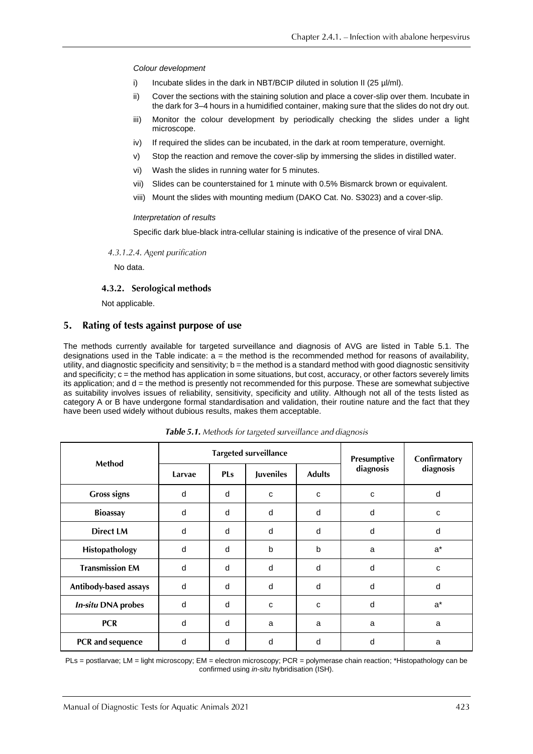*Colour development*

i) Incubate slides in the dark in NBT/BCIP diluted in solution II (25 µl/ml).

ii) Cover the sections with the staining solution and place a cover-slip over them. Incubate in the dark for 3–4 hours in a humidified container, making sure that the slides do not dry out.

iii) Monitor the colour development by periodically checking the slides under a light microscope.

iv) If required the slides can be incubated, in the dark at room temperature, overnight.

v) Stop the reaction and remove the cover-slip by immersing the slides in distilled water.

vi) Wash the slides in running water for 5 minutes.

vii) Slides can be counterstained for 1 minute with 0.5% Bismarck brown or equivalent.

viii) Mount the slides with mounting medium (DAKO Cat. No. S3023) and a cover-slip.

*Interpretation of results*

Specific dark blue-black intra-cellular staining is indicative of the presence of viral DNA.

*4.3.1.2.4. Agent purification*

No data.

### 4.3.2. Serological methods

Not applicable.

## 5. Rating of tests against purpose of use

The methods currently available for targeted surveillance and diagnosis of AVG are listed in Table 5.1. The designations used in the Table indicate: a = the method is the recommended method for reasons of availability, utility, and diagnostic specificity and sensitivity; b = the method is a standard method with good diagnostic sensitivity and specificity; c = the method has application in some situations, but cost, accuracy, or other factors severely limits its application; and d = the method is presently not recommended for this purpose. These are somewhat subjective as suitability involves issues of reliability, sensitivity, specificity and utility. Although not all of the tests listed as category A or B have undergone formal standardisation and validation, their routine nature and the fact that they have been used widely without dubious results, makes them acceptable.

***Table 5.1.*** *Methods for targeted surveillance and diagnosis*

| Method | Targeted surveillance | | | | Presumptive diagnosis | Confirmatory diagnosis |
|---|---|---|---|---|---|---|
| | Larvae | PLs | Juveniles | Adults | | |
| **Gross signs** | d | d | c | c | c | d |
| **Bioassay** | d | d | d | d | d | c |
| **Direct LM** | d | d | d | d | d | d |
| **Histopathology** | d | d | b | b | a | a* |
| **Transmission EM** | d | d | d | d | d | c |
| **Antibody-based assays** | d | d | d | d | d | d |
| ***In-situ* DNA probes** | d | d | c | c | d | a* |
| **PCR** | d | d | a | a | a | a |
| **PCR and sequence** | d | d | d | d | d | a |

PLs = postlarvae; LM = light microscopy; EM = electron microscopy; PCR = polymerase chain reaction; *Histopathology can be confirmed using *in-situ* hybridisation (ISH).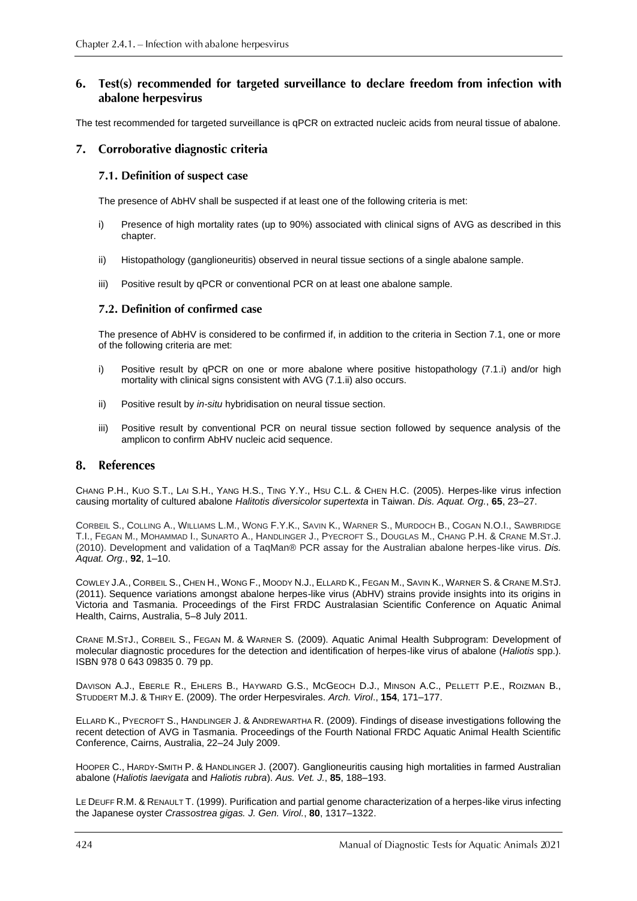## 6. Test(s) recommended for targeted surveillance to declare freedom from infection with abalone herpesvirus

The test recommended for targeted surveillance is qPCR on extracted nucleic acids from neural tissue of abalone.

## 7. Corroborative diagnostic criteria

### 7.1. Definition of suspect case

The presence of AbHV shall be suspected if at least one of the following criteria is met:

i) Presence of high mortality rates (up to 90%) associated with clinical signs of AVG as described in this chapter.

ii) Histopathology (ganglioneuritis) observed in neural tissue sections of a single abalone sample.

iii) Positive result by qPCR or conventional PCR on at least one abalone sample.

### 7.2. Definition of confirmed case

The presence of AbHV is considered to be confirmed if, in addition to the criteria in Section 7.1, one or more of the following criteria are met:

i) Positive result by qPCR on one or more abalone where positive histopathology (7.1.i) and/or high mortality with clinical signs consistent with AVG (7.1.ii) also occurs.

ii) Positive result by *in-situ* hybridisation on neural tissue section.

iii) Positive result by conventional PCR on neural tissue section followed by sequence analysis of the amplicon to confirm AbHV nucleic acid sequence.

## 8. References

CHANG P.H., KUO S.T., LAI S.H., YANG H.S., TING Y.Y., HSU C.L. & CHEN H.C. (2005). Herpes-like virus infection causing mortality of cultured abalone *Halitotis diversicolor supertexta* in Taiwan. *Dis. Aquat. Org.*, **65**, 23–27.

CORBEIL S., COLLING A., WILLIAMS L.M., WONG F.Y.K., SAVIN K., WARNER S., MURDOCH B., COGAN N.O.I., SAWBRIDGE T.I., FEGAN M., MOHAMMAD I., SUNARTO A., HANDLINGER J., PYECROFT S., DOUGLAS M., CHANG P.H. & CRANE M.ST.J. (2010). Development and validation of a TaqMan® PCR assay for the Australian abalone herpes-like virus. *Dis. Aquat. Org.*, **92**, 1–10.

COWLEY J.A., CORBEIL S., CHEN H., WONG F., MOODY N.J., ELLARD K., FEGAN M., SAVIN K., WARNER S. & CRANE M.STJ. (2011). Sequence variations amongst abalone herpes-like virus (AbHV) strains provide insights into its origins in Victoria and Tasmania. Proceedings of the First FRDC Australasian Scientific Conference on Aquatic Animal Health, Cairns, Australia, 5–8 July 2011.

CRANE M.STJ., CORBEIL S., FEGAN M. & WARNER S. (2009). Aquatic Animal Health Subprogram: Development of molecular diagnostic procedures for the detection and identification of herpes-like virus of abalone (*Haliotis* spp.). ISBN 978 0 643 09835 0. 79 pp.

DAVISON A.J., EBERLE R., EHLERS B., HAYWARD G.S., MCGEOCH D.J., MINSON A.C., PELLETT P.E., ROIZMAN B., STUDDERT M.J. & THIRY E. (2009). The order Herpesvirales. *Arch. Virol*., **154**, 171–177.

ELLARD K., PYECROFT S., HANDLINGER J. & ANDREWARTHA R. (2009). Findings of disease investigations following the recent detection of AVG in Tasmania. Proceedings of the Fourth National FRDC Aquatic Animal Health Scientific Conference, Cairns, Australia, 22–24 July 2009.

HOOPER C., HARDY-SMITH P. & HANDLINGER J. (2007). Ganglioneuritis causing high mortalities in farmed Australian abalone (*Haliotis laevigata* and *Haliotis rubra*). *Aus. Vet. J.*, **85**, 188–193.

LE DEUFF R.M. & RENAULT T. (1999). Purification and partial genome characterization of a herpes-like virus infecting the Japanese oyster *Crassostrea gigas. J. Gen. Virol.*, **80**, 1317–1322.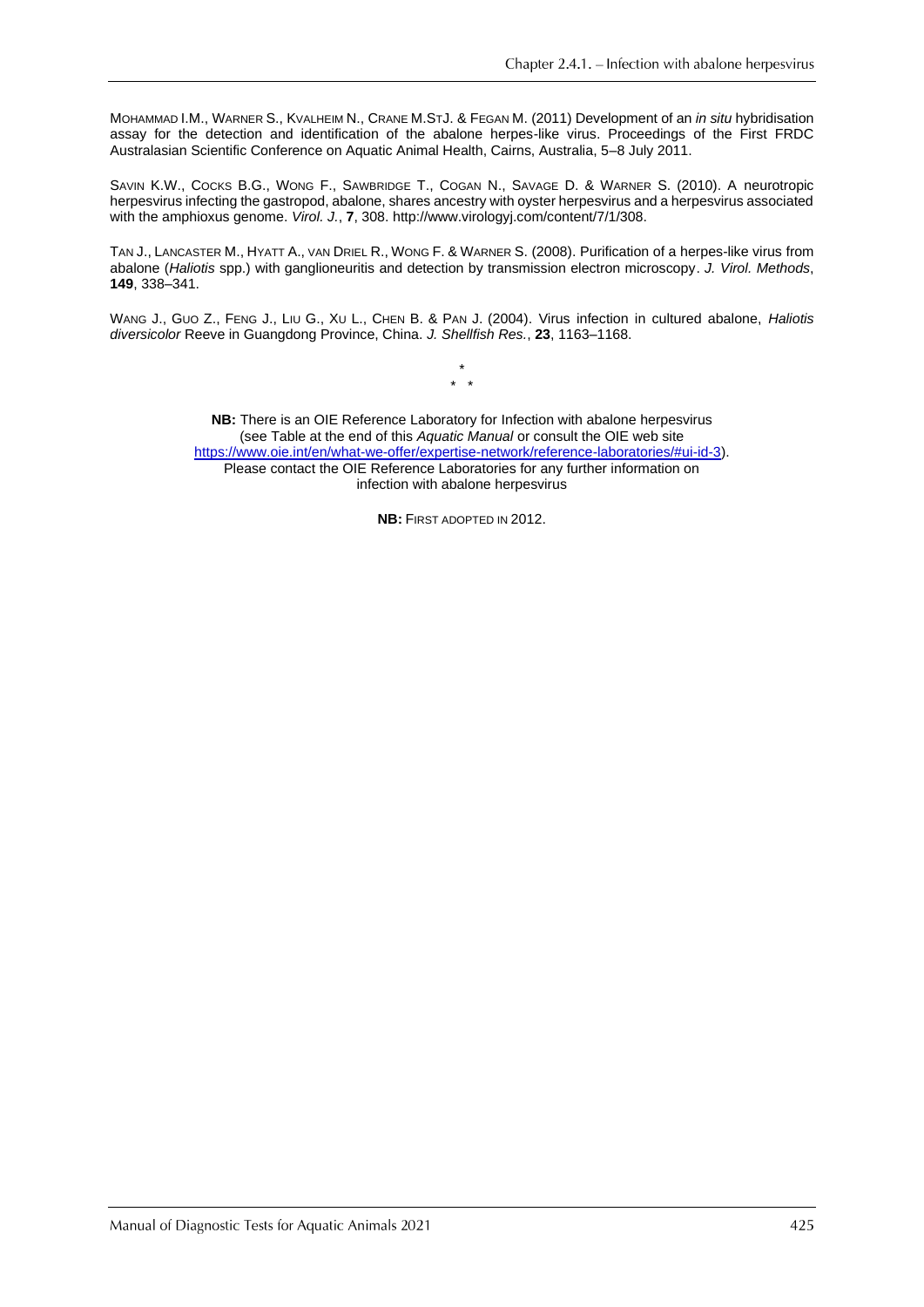MOHAMMAD I.M., WARNER S., KVALHEIM N., CRANE M.STJ. & FEGAN M. (2011) Development of an *in situ* hybridisation assay for the detection and identification of the abalone herpes-like virus. Proceedings of the First FRDC Australasian Scientific Conference on Aquatic Animal Health, Cairns, Australia, 5–8 July 2011.

SAVIN K.W., COCKS B.G., WONG F., SAWBRIDGE T., COGAN N., SAVAGE D. & WARNER S. (2010). A neurotropic herpesvirus infecting the gastropod, abalone, shares ancestry with oyster herpesvirus and a herpesvirus associated with the amphioxus genome. *Virol. J.*, **7**, 308. http://www.virologyj.com/content/7/1/308.

TAN J., LANCASTER M., HYATT A., VAN DRIEL R., WONG F. & WARNER S. (2008). Purification of a herpes-like virus from abalone (*Haliotis* spp.) with ganglioneuritis and detection by transmission electron microscopy. *J. Virol. Methods*, **149**, 338–341.

WANG J., GUO Z., FENG J., LIU G., XU L., CHEN B. & PAN J. (2004). Virus infection in cultured abalone, *Haliotis diversicolor* Reeve in Guangdong Province, China. *J. Shellfish Res.*, **23**, 1163–1168.

\*
\*   \*

**NB:** There is an OIE Reference Laboratory for Infection with abalone herpesvirus (see Table at the end of this *Aquatic Manual* or consult the OIE web site https://www.oie.int/en/what-we-offer/expertise-network/reference-laboratories/#ui-id-3). Please contact the OIE Reference Laboratories for any further information on infection with abalone herpesvirus

**NB:** FIRST ADOPTED IN 2012.